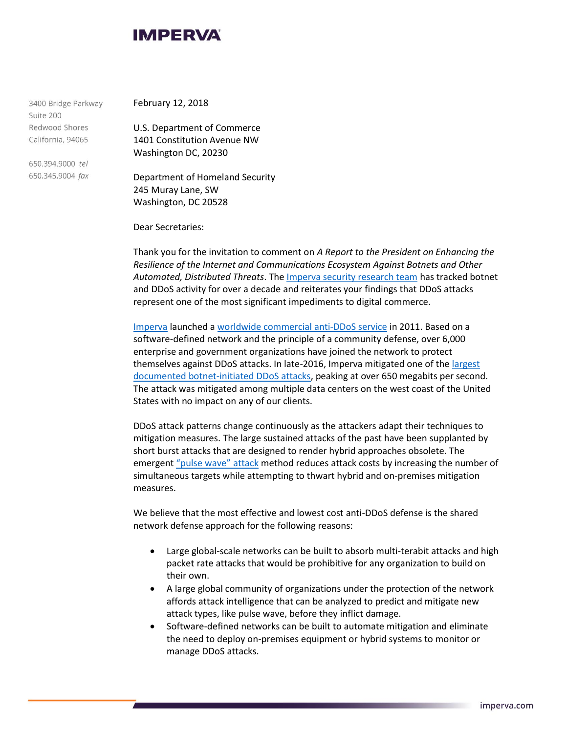# IMPERVA

3400 Bridge Parkway
Suite 200
Redwood Shores
California, 94065

650.394.9000 *tel*
650.345.9004 *fax*

February 12, 2018

U.S. Department of Commerce
1401 Constitution Avenue NW
Washington DC, 20230

Department of Homeland Security
245 Muray Lane, SW
Washington, DC 20528

Dear Secretaries:

Thank you for the invitation to comment on *A Report to the President on Enhancing the Resilience of the Internet and Communications Ecosystem Against Botnets and Other Automated, Distributed Threats*. The Imperva security research team has tracked botnet and DDoS activity for over a decade and reiterates your findings that DDoS attacks represent one of the most significant impediments to digital commerce.

Imperva launched a worldwide commercial anti-DDoS service in 2011. Based on a software-defined network and the principle of a community defense, over 6,000 enterprise and government organizations have joined the network to protect themselves against DDoS attacks. In late-2016, Imperva mitigated one of the largest documented botnet-initiated DDoS attacks, peaking at over 650 megabits per second. The attack was mitigated among multiple data centers on the west coast of the United States with no impact on any of our clients.

DDoS attack patterns change continuously as the attackers adapt their techniques to mitigation measures. The large sustained attacks of the past have been supplanted by short burst attacks that are designed to render hybrid approaches obsolete. The emergent "pulse wave" attack method reduces attack costs by increasing the number of simultaneous targets while attempting to thwart hybrid and on-premises mitigation measures.

We believe that the most effective and lowest cost anti-DDoS defense is the shared network defense approach for the following reasons:

- Large global-scale networks can be built to absorb multi-terabit attacks and high packet rate attacks that would be prohibitive for any organization to build on their own.
- A large global community of organizations under the protection of the network affords attack intelligence that can be analyzed to predict and mitigate new attack types, like pulse wave, before they inflict damage.
- Software-defined networks can be built to automate mitigation and eliminate the need to deploy on-premises equipment or hybrid systems to monitor or manage DDoS attacks.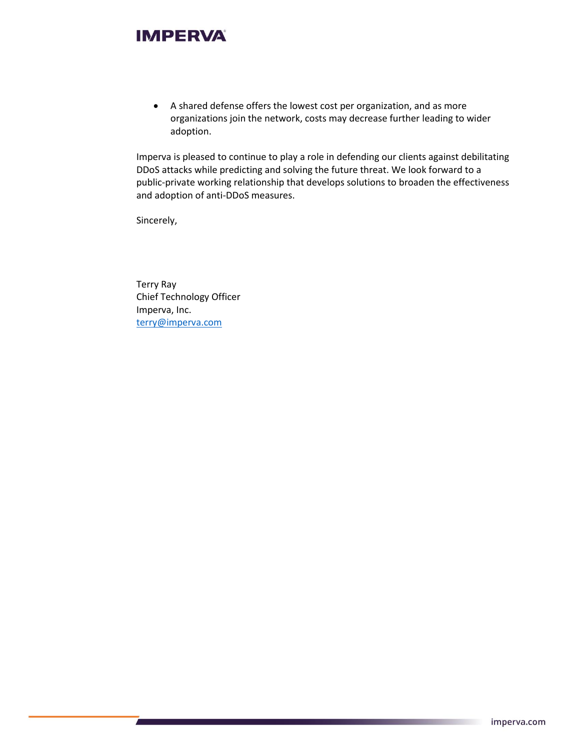- A shared defense offers the lowest cost per organization, and as more organizations join the network, costs may decrease further leading to wider adoption.

Imperva is pleased to continue to play a role in defending our clients against debilitating DDoS attacks while predicting and solving the future threat. We look forward to a public-private working relationship that develops solutions to broaden the effectiveness and adoption of anti-DDoS measures.

Sincerely,

Terry Ray
Chief Technology Officer
Imperva, Inc.
terry@imperva.com